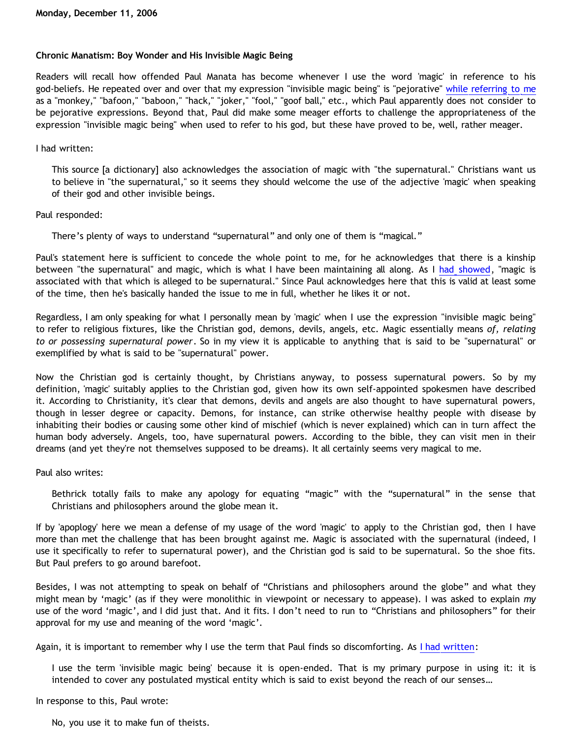**Monday, December 11, 2006**

**Chronic Manatism: Boy Wonder and His Invisible Magic Being**

Readers will recall how offended Paul Manata has become whenever I use the word 'magic' in reference to his god-beliefs. He repeated over and over that my expression "invisible magic being" is "pejorative" while referring to me as a "monkey," "bafoon," "baboon," "hack," "joker," "fool," "goof ball," etc., which Paul apparently does not consider to be pejorative expressions. Beyond that, Paul did make some meager efforts to challenge the appropriateness of the expression "invisible magic being" when used to refer to his god, but these have proved to be, well, rather meager.

I had written:

> This source [a dictionary] also acknowledges the association of magic with "the supernatural." Christians want us to believe in "the supernatural," so it seems they should welcome the use of the adjective 'magic' when speaking of their god and other invisible beings.

Paul responded:

> There's plenty of ways to understand "supernatural" and only one of them is "magical."

Paul's statement here is sufficient to concede the whole point to me, for he acknowledges that there is a kinship between "the supernatural" and magic, which is what I have been maintaining all along. As I had showed, "magic is associated with that which is alleged to be supernatural." Since Paul acknowledges here that this is valid at least some of the time, then he's basically handed the issue to me in full, whether he likes it or not.

Regardless, I am only speaking for what I personally mean by 'magic' when I use the expression "invisible magic being" to refer to religious fixtures, like the Christian god, demons, devils, angels, etc. Magic essentially means *of, relating to or possessing supernatural power*. So in my view it is applicable to anything that is said to be "supernatural" or exemplified by what is said to be "supernatural" power.

Now the Christian god is certainly thought, by Christians anyway, to possess supernatural powers. So by my definition, 'magic' suitably applies to the Christian god, given how its own self-appointed spokesmen have described it. According to Christianity, it's clear that demons, devils and angels are also thought to have supernatural powers, though in lesser degree or capacity. Demons, for instance, can strike otherwise healthy people with disease by inhabiting their bodies or causing some other kind of mischief (which is never explained) which can in turn affect the human body adversely. Angels, too, have supernatural powers. According to the bible, they can visit men in their dreams (and yet they're not themselves supposed to be dreams). It all certainly seems very magical to me.

Paul also writes:

> Bethrick totally fails to make any apology for equating "magic" with the "supernatural" in the sense that Christians and philosophers around the globe mean it.

If by 'apology' here we mean a defense of my usage of the word 'magic' to apply to the Christian god, then I have more than met the challenge that has been brought against me. Magic is associated with the supernatural (indeed, I use it specifically to refer to supernatural power), and the Christian god is said to be supernatural. So the shoe fits. But Paul prefers to go around barefoot.

Besides, I was not attempting to speak on behalf of "Christians and philosophers around the globe" and what they might mean by 'magic' (as if they were monolithic in viewpoint or necessary to appease). I was asked to explain *my* use of the word 'magic', and I did just that. And it fits. I don't need to run to "Christians and philosophers" for their approval for my use and meaning of the word 'magic'.

Again, it is important to remember why I use the term that Paul finds so discomforting. As I had written:

> I use the term 'invisible magic being' because it is open-ended. That is my primary purpose in using it: it is intended to cover any postulated mystical entity which is said to exist beyond the reach of our senses…

In response to this, Paul wrote:

> No, you use it to make fun of theists.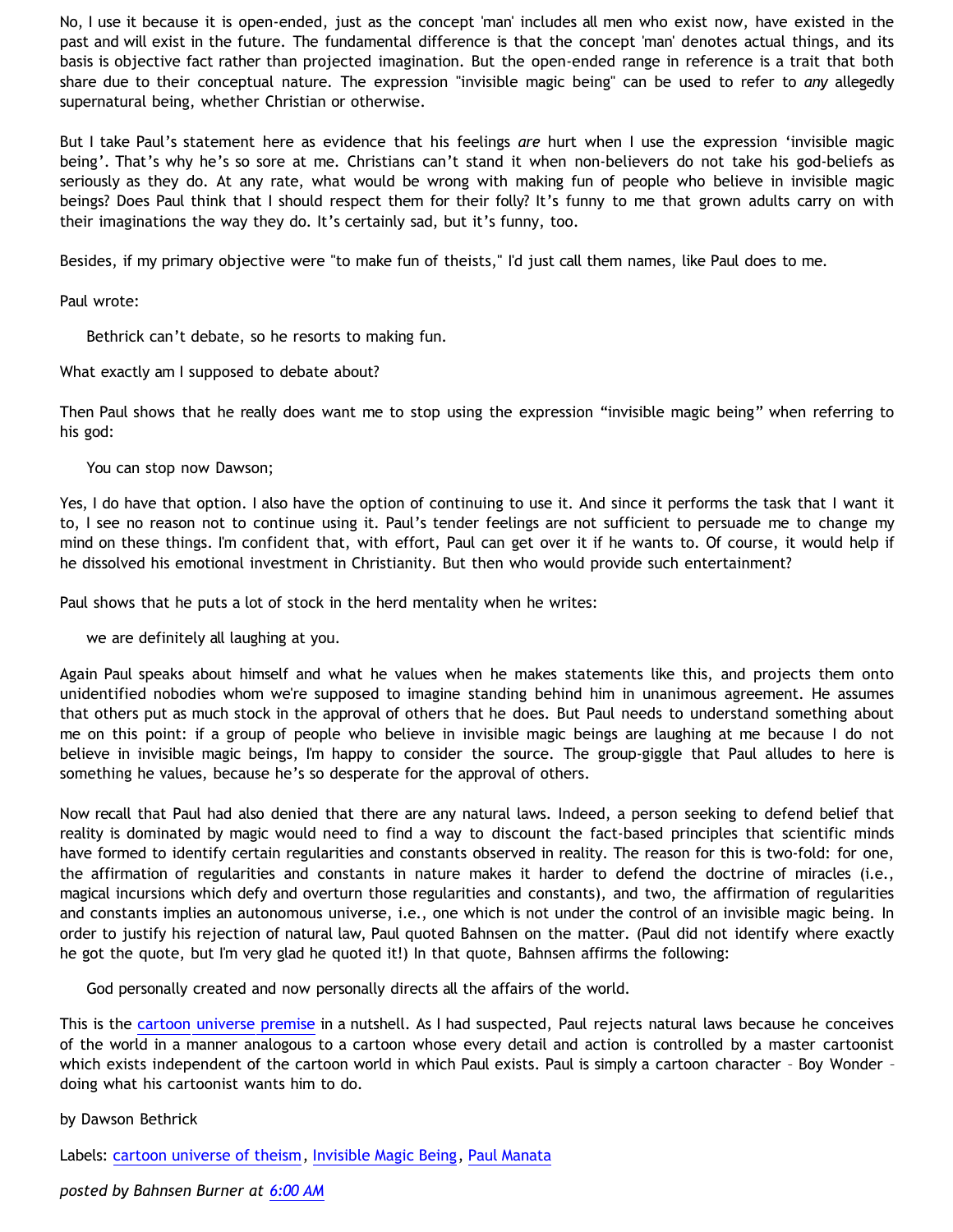No, I use it because it is open-ended, just as the concept 'man' includes all men who exist now, have existed in the past and will exist in the future. The fundamental difference is that the concept 'man' denotes actual things, and its basis is objective fact rather than projected imagination. But the open-ended range in reference is a trait that both share due to their conceptual nature. The expression "invisible magic being" can be used to refer to *any* allegedly supernatural being, whether Christian or otherwise.

But I take Paul's statement here as evidence that his feelings *are* hurt when I use the expression 'invisible magic being'. That's why he's so sore at me. Christians can't stand it when non-believers do not take his god-beliefs as seriously as they do. At any rate, what would be wrong with making fun of people who believe in invisible magic beings? Does Paul think that I should respect them for their folly? It's funny to me that grown adults carry on with their imaginations the way they do. It's certainly sad, but it's funny, too.

Besides, if my primary objective were "to make fun of theists," I'd just call them names, like Paul does to me.

Paul wrote:

> Bethrick can't debate, so he resorts to making fun.

What exactly am I supposed to debate about?

Then Paul shows that he really does want me to stop using the expression "invisible magic being" when referring to his god:

> You can stop now Dawson;

Yes, I do have that option. I also have the option of continuing to use it. And since it performs the task that I want it to, I see no reason not to continue using it. Paul's tender feelings are not sufficient to persuade me to change my mind on these things. I'm confident that, with effort, Paul can get over it if he wants to. Of course, it would help if he dissolved his emotional investment in Christianity. But then who would provide such entertainment?

Paul shows that he puts a lot of stock in the herd mentality when he writes:

> we are definitely all laughing at you.

Again Paul speaks about himself and what he values when he makes statements like this, and projects them onto unidentified nobodies whom we're supposed to imagine standing behind him in unanimous agreement. He assumes that others put as much stock in the approval of others that he does. But Paul needs to understand something about me on this point: if a group of people who believe in invisible magic beings are laughing at me because I do not believe in invisible magic beings, I'm happy to consider the source. The group-giggle that Paul alludes to here is something he values, because he's so desperate for the approval of others.

Now recall that Paul had also denied that there are any natural laws. Indeed, a person seeking to defend belief that reality is dominated by magic would need to find a way to discount the fact-based principles that scientific minds have formed to identify certain regularities and constants observed in reality. The reason for this is two-fold: for one, the affirmation of regularities and constants in nature makes it harder to defend the doctrine of miracles (i.e., magical incursions which defy and overturn those regularities and constants), and two, the affirmation of regularities and constants implies an autonomous universe, i.e., one which is not under the control of an invisible magic being. In order to justify his rejection of natural law, Paul quoted Bahnsen on the matter. (Paul did not identify where exactly he got the quote, but I'm very glad he quoted it!) In that quote, Bahnsen affirms the following:

> God personally created and now personally directs all the affairs of the world.

This is the cartoon universe premise in a nutshell. As I had suspected, Paul rejects natural laws because he conceives of the world in a manner analogous to a cartoon whose every detail and action is controlled by a master cartoonist which exists independent of the cartoon world in which Paul exists. Paul is simply a cartoon character – Boy Wonder – doing what his cartoonist wants him to do.

by Dawson Bethrick

Labels: cartoon universe of theism, Invisible Magic Being, Paul Manata

*posted by Bahnsen Burner at 6:00 AM*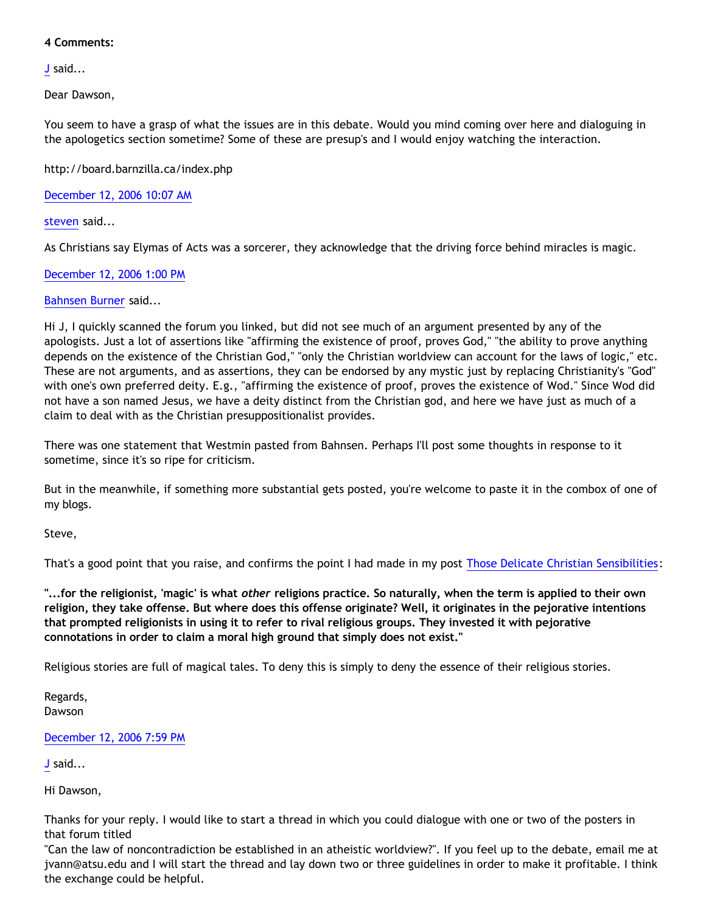**4 Comments:**

J said...

Dear Dawson,

You seem to have a grasp of what the issues are in this debate. Would you mind coming over here and dialoguing in the apologetics section sometime? Some of these are presup's and I would enjoy watching the interaction.

http://board.barnzilla.ca/index.php

December 12, 2006 10:07 AM

steven said...

As Christians say Elymas of Acts was a sorcerer, they acknowledge that the driving force behind miracles is magic.

December 12, 2006 1:00 PM

Bahnsen Burner said...

Hi J, I quickly scanned the forum you linked, but did not see much of an argument presented by any of the apologists. Just a lot of assertions like "affirming the existence of proof, proves God," "the ability to prove anything depends on the existence of the Christian God," "only the Christian worldview can account for the laws of logic," etc. These are not arguments, and as assertions, they can be endorsed by any mystic just by replacing Christianity's "God" with one's own preferred deity. E.g., "affirming the existence of proof, proves the existence of Wod." Since Wod did not have a son named Jesus, we have a deity distinct from the Christian god, and here we have just as much of a claim to deal with as the Christian presuppositionalist provides.

There was one statement that Westmin pasted from Bahnsen. Perhaps I'll post some thoughts in response to it sometime, since it's so ripe for criticism.

But in the meanwhile, if something more substantial gets posted, you're welcome to paste it in the combox of one of my blogs.

Steve,

That's a good point that you raise, and confirms the point I had made in my post Those Delicate Christian Sensibilities:

**"...for the religionist, 'magic' is what *other* religions practice. So naturally, when the term is applied to their own religion, they take offense. But where does this offense originate? Well, it originates in the pejorative intentions that prompted religionists in using it to refer to rival religious groups. They invested it with pejorative connotations in order to claim a moral high ground that simply does not exist."**

Religious stories are full of magical tales. To deny this is simply to deny the essence of their religious stories.

Regards,
Dawson

December 12, 2006 7:59 PM

J said...

Hi Dawson,

Thanks for your reply. I would like to start a thread in which you could dialogue with one or two of the posters in that forum titled
"Can the law of noncontradiction be established in an atheistic worldview?". If you feel up to the debate, email me at jvann@atsu.edu and I will start the thread and lay down two or three guidelines in order to make it profitable. I think the exchange could be helpful.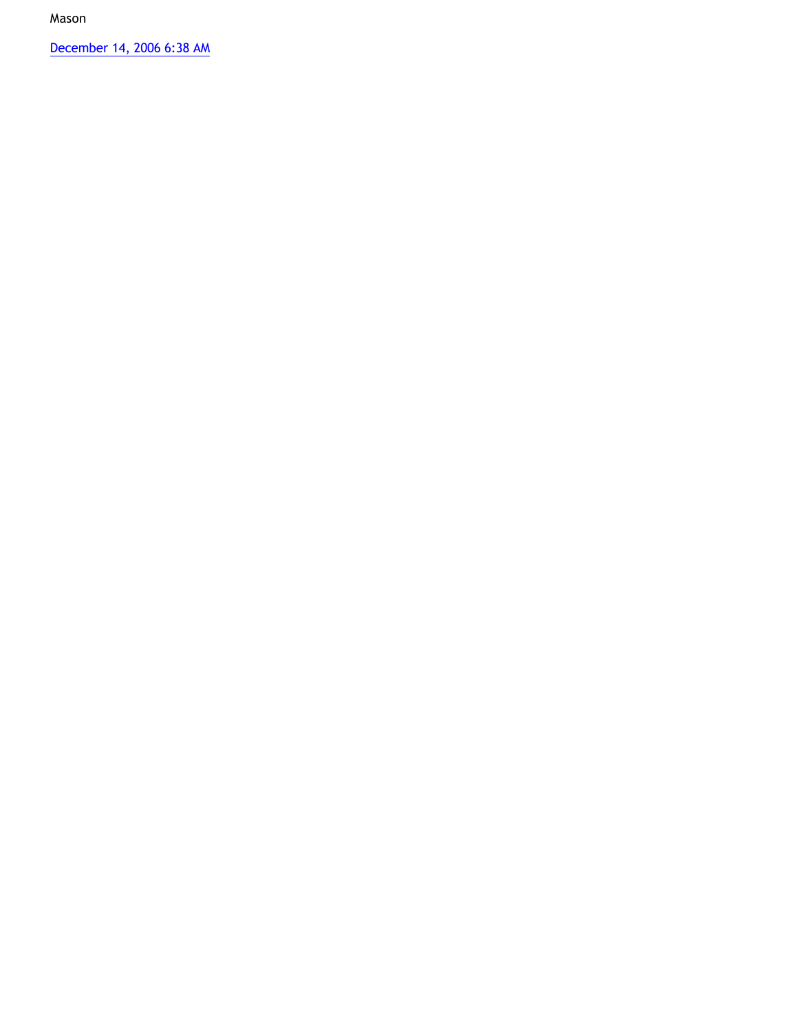Mason

[December 14, 2006 6:38 AM]